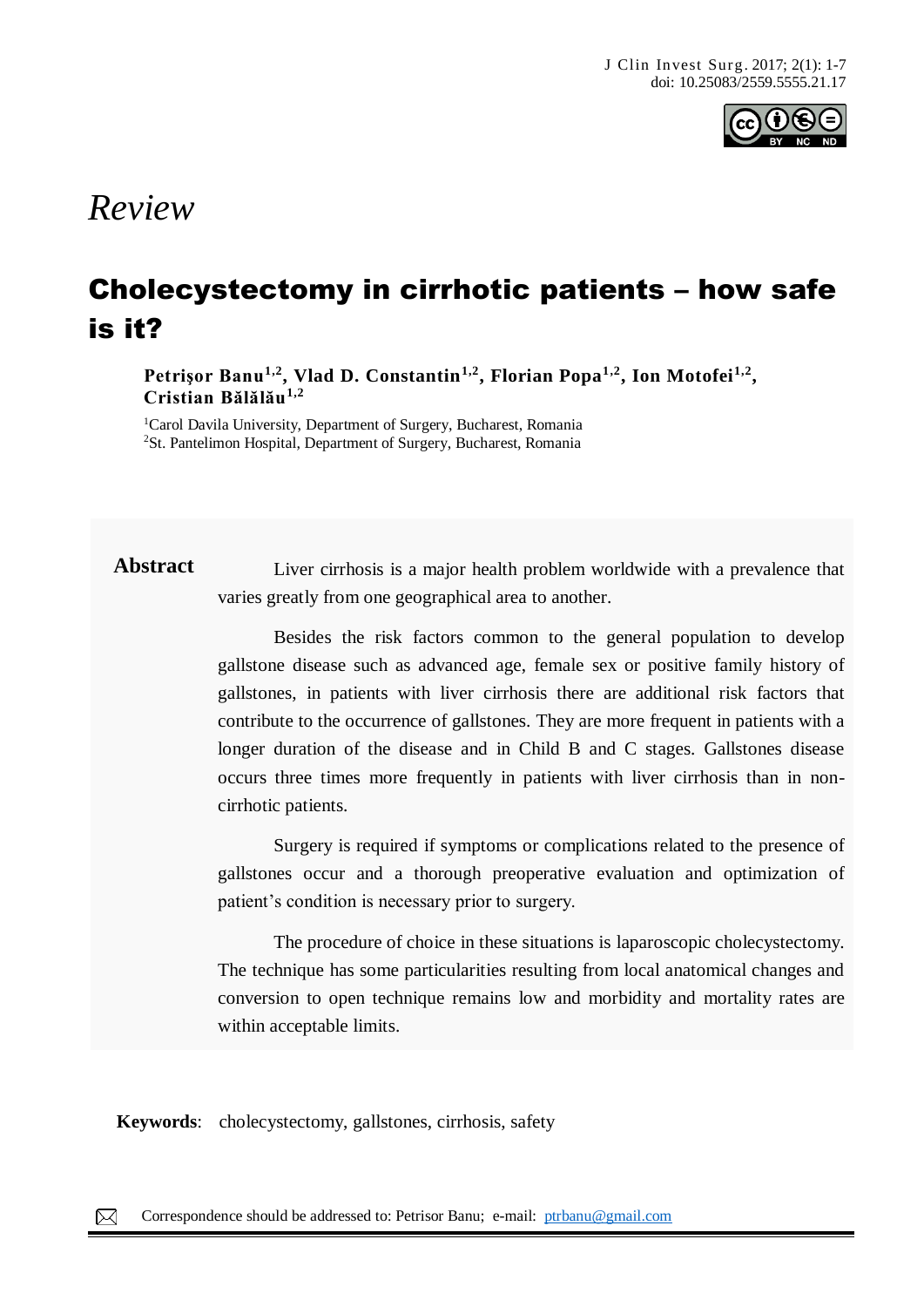*Review*

# Cholecystectomy in cirrhotic patients – how safe is it?

**Petrişor Banu[1,2], Vlad D. Constantin[1,2], Florian Popa[1,2], Ion Motofei[1,2], Cristian Bălălău[1,2]**

[1]Carol Davila University, Department of Surgery, Bucharest, Romania
[2]St. Pantelimon Hospital, Department of Surgery, Bucharest, Romania

## Abstract

Liver cirrhosis is a major health problem worldwide with a prevalence that varies greatly from one geographical area to another.

Besides the risk factors common to the general population to develop gallstone disease such as advanced age, female sex or positive family history of gallstones, in patients with liver cirrhosis there are additional risk factors that contribute to the occurrence of gallstones. They are more frequent in patients with a longer duration of the disease and in Child B and C stages. Gallstones disease occurs three times more frequently in patients with liver cirrhosis than in non-cirrhotic patients.

Surgery is required if symptoms or complications related to the presence of gallstones occur and a thorough preoperative evaluation and optimization of patient's condition is necessary prior to surgery.

The procedure of choice in these situations is laparoscopic cholecystectomy. The technique has some particularities resulting from local anatomical changes and conversion to open technique remains low and morbidity and mortality rates are within acceptable limits.

**Keywords**: cholecystectomy, gallstones, cirrhosis, safety

Correspondence should be addressed to: Petrisor Banu; e-mail: ptrbanu@gmail.com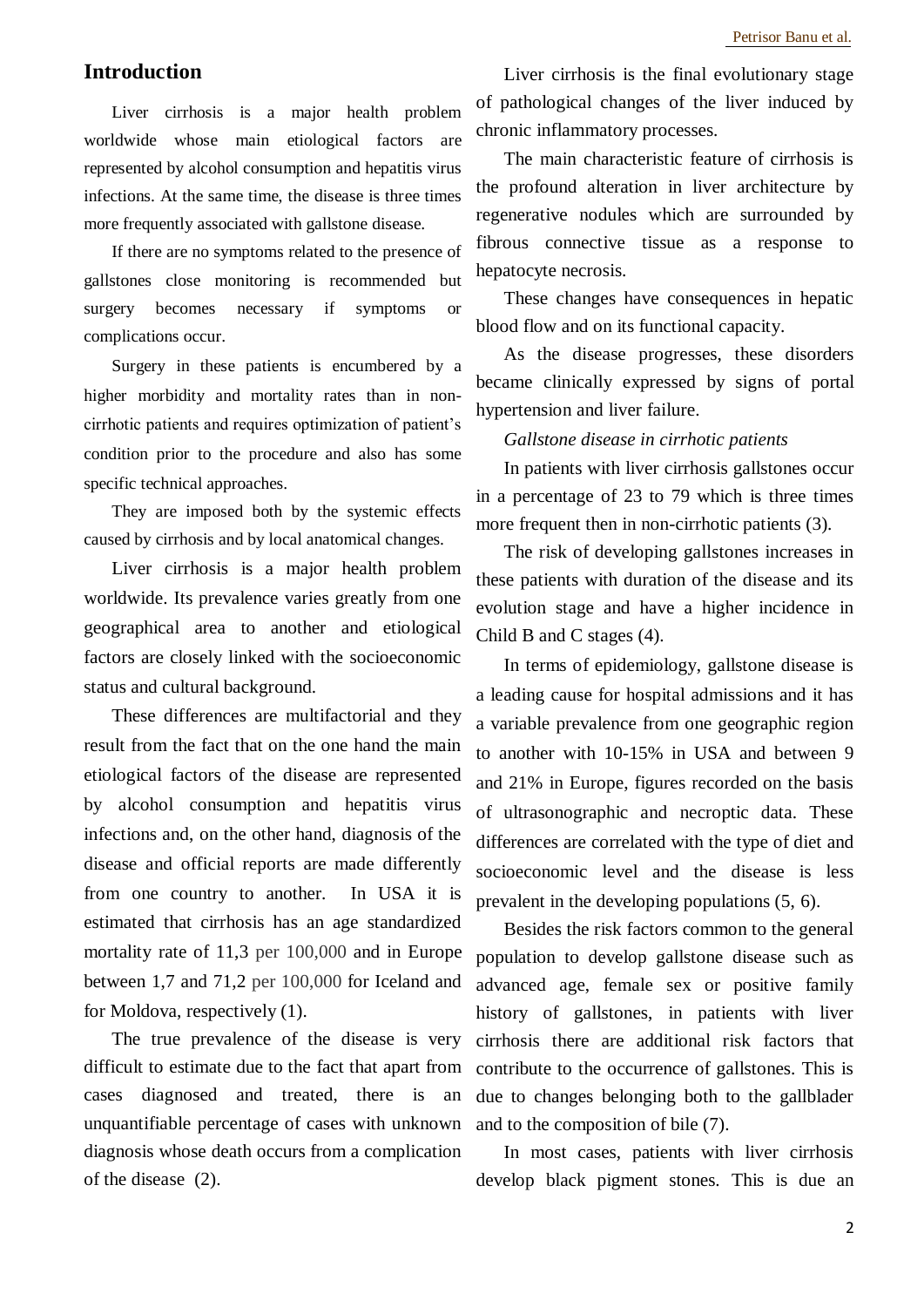## Introduction

Liver cirrhosis is a major health problem worldwide whose main etiological factors are represented by alcohol consumption and hepatitis virus infections. At the same time, the disease is three times more frequently associated with gallstone disease.

If there are no symptoms related to the presence of gallstones close monitoring is recommended but surgery becomes necessary if symptoms or complications occur.

Surgery in these patients is encumbered by a higher morbidity and mortality rates than in non-cirrhotic patients and requires optimization of patient's condition prior to the procedure and also has some specific technical approaches.

They are imposed both by the systemic effects caused by cirrhosis and by local anatomical changes.

Liver cirrhosis is a major health problem worldwide. Its prevalence varies greatly from one geographical area to another and etiological factors are closely linked with the socioeconomic status and cultural background.

These differences are multifactorial and they result from the fact that on the one hand the main etiological factors of the disease are represented by alcohol consumption and hepatitis virus infections and, on the other hand, diagnosis of the disease and official reports are made differently from one country to another. In USA it is estimated that cirrhosis has an age standardized mortality rate of 11,3 per 100,000 and in Europe between 1,7 and 71,2 per 100,000 for Iceland and for Moldova, respectively (1).

The true prevalence of the disease is very difficult to estimate due to the fact that apart from cases diagnosed and treated, there is an unquantifiable percentage of cases with unknown diagnosis whose death occurs from a complication of the disease (2).

Liver cirrhosis is the final evolutionary stage of pathological changes of the liver induced by chronic inflammatory processes.

The main characteristic feature of cirrhosis is the profound alteration in liver architecture by regenerative nodules which are surrounded by fibrous connective tissue as a response to hepatocyte necrosis.

These changes have consequences in hepatic blood flow and on its functional capacity.

As the disease progresses, these disorders became clinically expressed by signs of portal hypertension and liver failure.

*Gallstone disease in cirrhotic patients*

In patients with liver cirrhosis gallstones occur in a percentage of 23 to 79 which is three times more frequent then in non-cirrhotic patients (3).

The risk of developing gallstones increases in these patients with duration of the disease and its evolution stage and have a higher incidence in Child B and C stages (4).

In terms of epidemiology, gallstone disease is a leading cause for hospital admissions and it has a variable prevalence from one geographic region to another with 10-15% in USA and between 9 and 21% in Europe, figures recorded on the basis of ultrasonographic and necroptic data. These differences are correlated with the type of diet and socioeconomic level and the disease is less prevalent in the developing populations (5, 6).

Besides the risk factors common to the general population to develop gallstone disease such as advanced age, female sex or positive family history of gallstones, in patients with liver cirrhosis there are additional risk factors that contribute to the occurrence of gallstones. This is due to changes belonging both to the gallblader and to the composition of bile (7).

In most cases, patients with liver cirrhosis develop black pigment stones. This is due an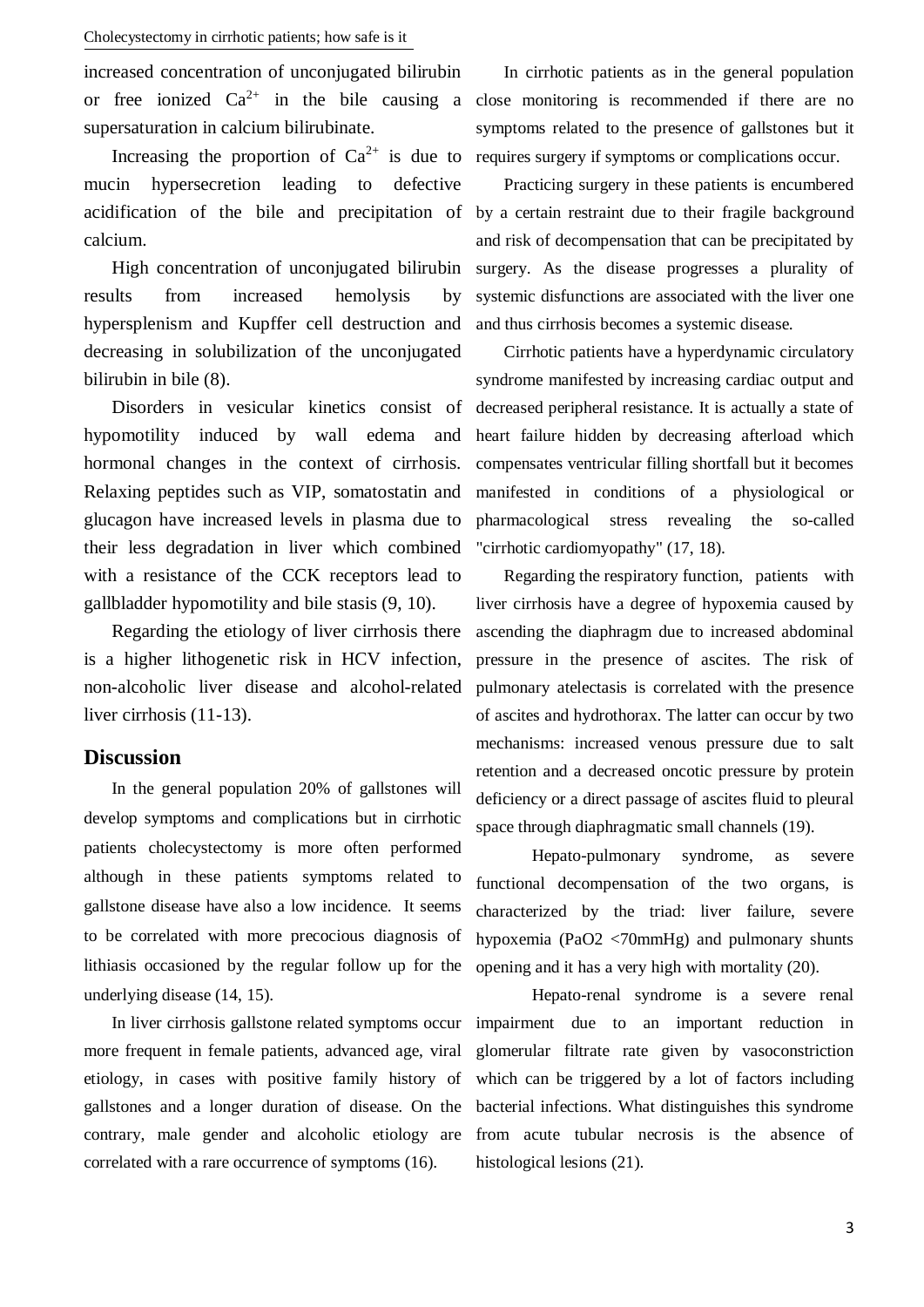increased concentration of unconjugated bilirubin or free ionized $Ca^{2+}$ in the bile causing a supersaturation in calcium bilirubinate.

Increasing the proportion of $Ca^{2+}$ is due to mucin hypersecretion leading to defective acidification of the bile and precipitation of calcium.

High concentration of unconjugated bilirubin results from increased hemolysis by hypersplenism and Kupffer cell destruction and decreasing in solubilization of the unconjugated bilirubin in bile (8).

Disorders in vesicular kinetics consist of hypomotility induced by wall edema and hormonal changes in the context of cirrhosis. Relaxing peptides such as VIP, somatostatin and glucagon have increased levels in plasma due to their less degradation in liver which combined with a resistance of the CCK receptors lead to gallbladder hypomotility and bile stasis (9, 10).

Regarding the etiology of liver cirrhosis there is a higher lithogenetic risk in HCV infection, non-alcoholic liver disease and alcohol-related liver cirrhosis (11-13).

## Discussion

In the general population 20% of gallstones will develop symptoms and complications but in cirrhotic patients cholecystectomy is more often performed although in these patients symptoms related to gallstone disease have also a low incidence. It seems to be correlated with more precocious diagnosis of lithiasis occasioned by the regular follow up for the underlying disease (14, 15).

In liver cirrhosis gallstone related symptoms occur more frequent in female patients, advanced age, viral etiology, in cases with positive family history of gallstones and a longer duration of disease. On the contrary, male gender and alcoholic etiology are correlated with a rare occurrence of symptoms (16).

In cirrhotic patients as in the general population close monitoring is recommended if there are no symptoms related to the presence of gallstones but it requires surgery if symptoms or complications occur.

Practicing surgery in these patients is encumbered by a certain restraint due to their fragile background and risk of decompensation that can be precipitated by surgery. As the disease progresses a plurality of systemic disfunctions are associated with the liver one and thus cirrhosis becomes a systemic disease.

Cirrhotic patients have a hyperdynamic circulatory syndrome manifested by increasing cardiac output and decreased peripheral resistance. It is actually a state of heart failure hidden by decreasing afterload which compensates ventricular filling shortfall but it becomes manifested in conditions of a physiological or pharmacological stress revealing the so-called "cirrhotic cardiomyopathy" (17, 18).

Regarding the respiratory function, patients with liver cirrhosis have a degree of hypoxemia caused by ascending the diaphragm due to increased abdominal pressure in the presence of ascites. The risk of pulmonary atelectasis is correlated with the presence of ascites and hydrothorax. The latter can occur by two mechanisms: increased venous pressure due to salt retention and a decreased oncotic pressure by protein deficiency or a direct passage of ascites fluid to pleural space through diaphragmatic small channels (19).

Hepato-pulmonary syndrome, as severe functional decompensation of the two organs, is characterized by the triad: liver failure, severe hypoxemia ($PaO2$ <70mmHg) and pulmonary shunts opening and it has a very high with mortality (20).

Hepato-renal syndrome is a severe renal impairment due to an important reduction in glomerular filtrate rate given by vasoconstriction which can be triggered by a lot of factors including bacterial infections. What distinguishes this syndrome from acute tubular necrosis is the absence of histological lesions (21).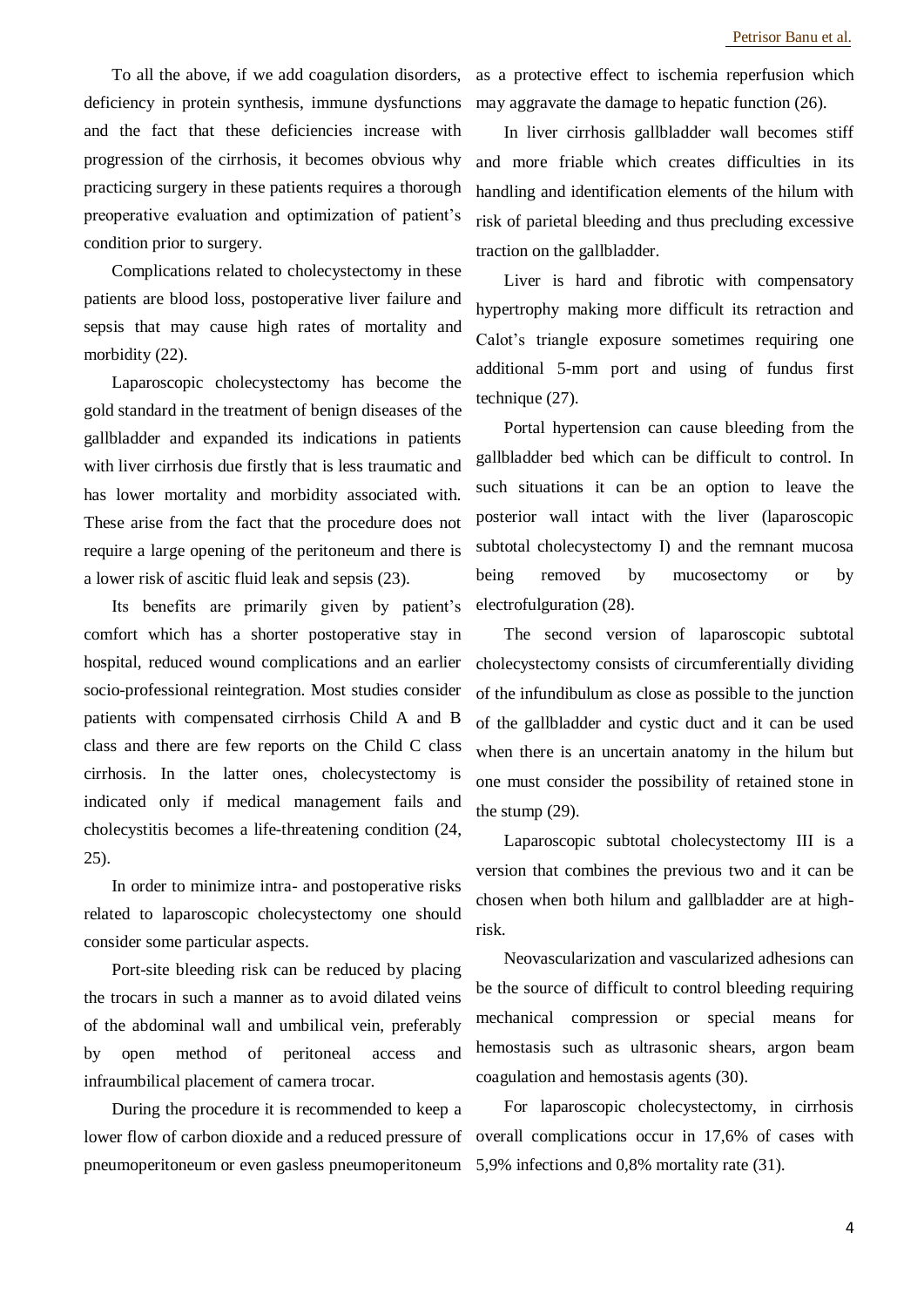To all the above, if we add coagulation disorders, deficiency in protein synthesis, immune dysfunctions and the fact that these deficiencies increase with progression of the cirrhosis, it becomes obvious why practicing surgery in these patients requires a thorough preoperative evaluation and optimization of patient's condition prior to surgery.

Complications related to cholecystectomy in these patients are blood loss, postoperative liver failure and sepsis that may cause high rates of mortality and morbidity (22).

Laparoscopic cholecystectomy has become the gold standard in the treatment of benign diseases of the gallbladder and expanded its indications in patients with liver cirrhosis due firstly that is less traumatic and has lower mortality and morbidity associated with. These arise from the fact that the procedure does not require a large opening of the peritoneum and there is a lower risk of ascitic fluid leak and sepsis (23).

Its benefits are primarily given by patient's comfort which has a shorter postoperative stay in hospital, reduced wound complications and an earlier socio-professional reintegration. Most studies consider patients with compensated cirrhosis Child A and B class and there are few reports on the Child C class cirrhosis. In the latter ones, cholecystectomy is indicated only if medical management fails and cholecystitis becomes a life-threatening condition (24, 25).

In order to minimize intra- and postoperative risks related to laparoscopic cholecystectomy one should consider some particular aspects.

Port-site bleeding risk can be reduced by placing the trocars in such a manner as to avoid dilated veins of the abdominal wall and umbilical vein, preferably by open method of peritoneal access and infraumbilical placement of camera trocar.

During the procedure it is recommended to keep a lower flow of carbon dioxide and a reduced pressure of pneumoperitoneum or even gasless pneumoperitoneum as a protective effect to ischemia reperfusion which may aggravate the damage to hepatic function (26).

In liver cirrhosis gallbladder wall becomes stiff and more friable which creates difficulties in its handling and identification elements of the hilum with risk of parietal bleeding and thus precluding excessive traction on the gallbladder.

Liver is hard and fibrotic with compensatory hypertrophy making more difficult its retraction and Calot's triangle exposure sometimes requiring one additional 5-mm port and using of fundus first technique (27).

Portal hypertension can cause bleeding from the gallbladder bed which can be difficult to control. In such situations it can be an option to leave the posterior wall intact with the liver (laparoscopic subtotal cholecystectomy I) and the remnant mucosa being removed by mucosectomy or by electrofulguration (28).

The second version of laparoscopic subtotal cholecystectomy consists of circumferentially dividing of the infundibulum as close as possible to the junction of the gallbladder and cystic duct and it can be used when there is an uncertain anatomy in the hilum but one must consider the possibility of retained stone in the stump (29).

Laparoscopic subtotal cholecystectomy III is a version that combines the previous two and it can be chosen when both hilum and gallbladder are at high-risk.

Neovascularization and vascularized adhesions can be the source of difficult to control bleeding requiring mechanical compression or special means for hemostasis such as ultrasonic shears, argon beam coagulation and hemostasis agents (30).

For laparoscopic cholecystectomy, in cirrhosis overall complications occur in 17,6% of cases with 5,9% infections and 0,8% mortality rate (31).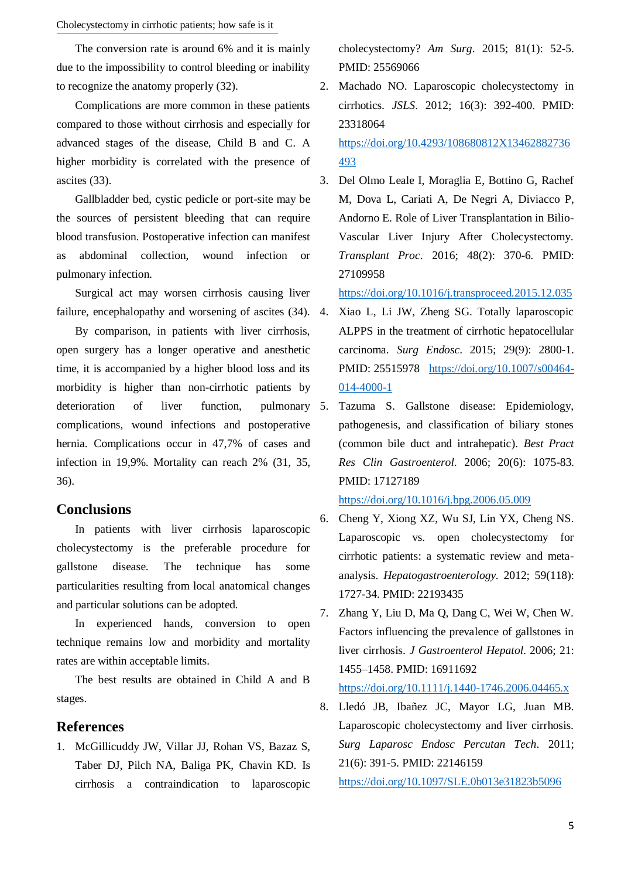The conversion rate is around 6% and it is mainly due to the impossibility to control bleeding or inability to recognize the anatomy properly (32).

Complications are more common in these patients compared to those without cirrhosis and especially for advanced stages of the disease, Child B and C. A higher morbidity is correlated with the presence of ascites (33).

Gallbladder bed, cystic pedicle or port-site may be the sources of persistent bleeding that can require blood transfusion. Postoperative infection can manifest as abdominal collection, wound infection or pulmonary infection.

Surgical act may worsen cirrhosis causing liver failure, encephalopathy and worsening of ascites (34).

By comparison, in patients with liver cirrhosis, open surgery has a longer operative and anesthetic time, it is accompanied by a higher blood loss and its morbidity is higher than non-cirrhotic patients by deterioration of liver function, pulmonary complications, wound infections and postoperative hernia. Complications occur in 47,7% of cases and infection in 19,9%. Mortality can reach 2% (31, 35, 36).

## Conclusions

In patients with liver cirrhosis laparoscopic cholecystectomy is the preferable procedure for gallstone disease. The technique has some particularities resulting from local anatomical changes and particular solutions can be adopted.

In experienced hands, conversion to open technique remains low and morbidity and mortality rates are within acceptable limits.

The best results are obtained in Child A and B stages.

## References

1. McGillicuddy JW, Villar JJ, Rohan VS, Bazaz S, Taber DJ, Pilch NA, Baliga PK, Chavin KD. Is cirrhosis a contraindication to laparoscopic cholecystectomy? *Am Surg*. 2015; 81(1): 52-5. PMID: 25569066
2. Machado NO. Laparoscopic cholecystectomy in cirrhotics. *JSLS*. 2012; 16(3): 392-400. PMID: 23318064 https://doi.org/10.4293/108680812X13462882736493
3. Del Olmo Leale I, Moraglia E, Bottino G, Rachef M, Dova L, Cariati A, De Negri A, Diviacco P, Andorno E. Role of Liver Transplantation in Bilio-Vascular Liver Injury After Cholecystectomy. *Transplant Proc*. 2016; 48(2): 370-6. PMID: 27109958 https://doi.org/10.1016/j.transproceed.2015.12.035
4. Xiao L, Li JW, Zheng SG. Totally laparoscopic ALPPS in the treatment of cirrhotic hepatocellular carcinoma. *Surg Endosc*. 2015; 29(9): 2800-1. PMID: 25515978 https://doi.org/10.1007/s00464-014-4000-1
5. Tazuma S. Gallstone disease: Epidemiology, pathogenesis, and classification of biliary stones (common bile duct and intrahepatic). *Best Pract Res Clin Gastroenterol*. 2006; 20(6): 1075-83. PMID: 17127189 https://doi.org/10.1016/j.bpg.2006.05.009
6. Cheng Y, Xiong XZ, Wu SJ, Lin YX, Cheng NS. Laparoscopic vs. open cholecystectomy for cirrhotic patients: a systematic review and meta-analysis. *Hepatogastroenterology*. 2012; 59(118): 1727-34. PMID: 22193435
7. Zhang Y, Liu D, Ma Q, Dang C, Wei W, Chen W. Factors influencing the prevalence of gallstones in liver cirrhosis. *J Gastroenterol Hepatol*. 2006; 21: 1455–1458. PMID: 16911692 https://doi.org/10.1111/j.1440-1746.2006.04465.x
8. Lledó JB, Ibañez JC, Mayor LG, Juan MB. Laparoscopic cholecystectomy and liver cirrhosis. *Surg Laparosc Endosc Percutan Tech*. 2011; 21(6): 391-5. PMID: 22146159 https://doi.org/10.1097/SLE.0b013e31823b5096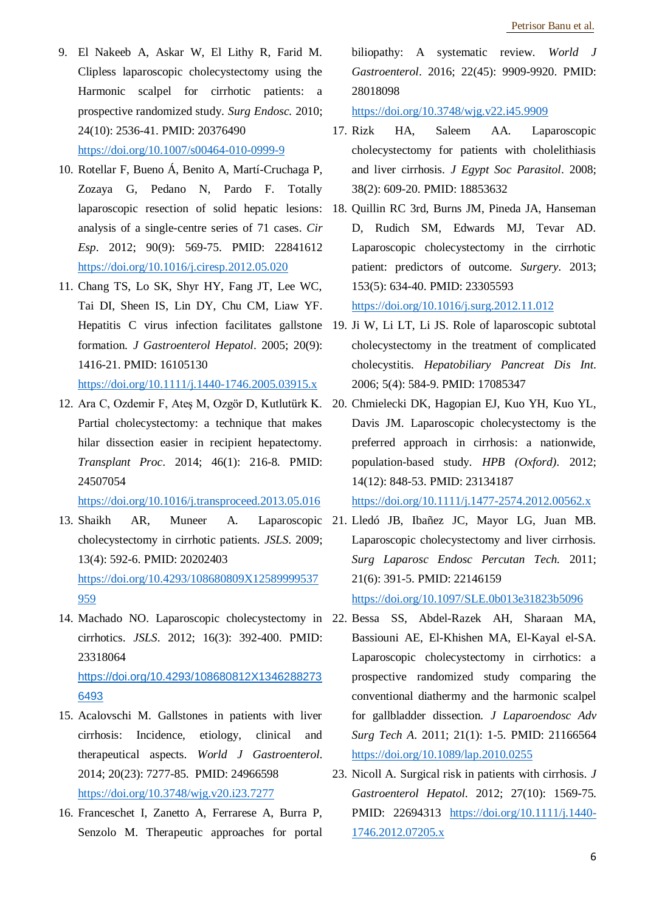9. El Nakeeb A, Askar W, El Lithy R, Farid M. Clipless laparoscopic cholecystectomy using the Harmonic scalpel for cirrhotic patients: a prospective randomized study. *Surg Endosc*. 2010; 24(10): 2536-41. PMID: 20376490 https://doi.org/10.1007/s00464-010-0999-9
10. Rotellar F, Bueno Á, Benito A, Martí-Cruchaga P, Zozaya G, Pedano N, Pardo F. Totally laparoscopic resection of solid hepatic lesions: analysis of a single-centre series of 71 cases. *Cir Esp*. 2012; 90(9): 569-75. PMID: 22841612 https://doi.org/10.1016/j.ciresp.2012.05.020
11. Chang TS, Lo SK, Shyr HY, Fang JT, Lee WC, Tai DI, Sheen IS, Lin DY, Chu CM, Liaw YF. Hepatitis C virus infection facilitates gallstone formation. *J Gastroenterol Hepatol*. 2005; 20(9): 1416-21. PMID: 16105130 https://doi.org/10.1111/j.1440-1746.2005.03915.x
12. Ara C, Ozdemir F, Ateş M, Ozgör D, Kutlutürk K. Partial cholecystectomy: a technique that makes hilar dissection easier in recipient hepatectomy. *Transplant Proc*. 2014; 46(1): 216-8. PMID: 24507054 https://doi.org/10.1016/j.transproceed.2013.05.016
13. Shaikh AR, Muneer A. Laparoscopic cholecystectomy in cirrhotic patients. *JSLS*. 2009; 13(4): 592-6. PMID: 20202403 https://doi.org/10.4293/108680809X12589999537959
14. Machado NO. Laparoscopic cholecystectomy in cirrhotics. *JSLS*. 2012; 16(3): 392-400. PMID: 23318064 https://doi.org/10.4293/108680812X13462882736493
15. Acalovschi M. Gallstones in patients with liver cirrhosis: Incidence, etiology, clinical and therapeutical aspects. *World J Gastroenterol*. 2014; 20(23): 7277-85. PMID: 24966598 https://doi.org/10.3748/wjg.v20.i23.7277
16. Franceschet I, Zanetto A, Ferrarese A, Burra P, Senzolo M. Therapeutic approaches for portal biliopathy: A systematic review. *World J Gastroenterol*. 2016; 22(45): 9909-9920. PMID: 28018098 https://doi.org/10.3748/wjg.v22.i45.9909
17. Rizk HA, Saleem AA. Laparoscopic cholecystectomy for patients with cholelithiasis and liver cirrhosis. *J Egypt Soc Parasitol*. 2008; 38(2): 609-20. PMID: 18853632
18. Quillin RC 3rd, Burns JM, Pineda JA, Hanseman D, Rudich SM, Edwards MJ, Tevar AD. Laparoscopic cholecystectomy in the cirrhotic patient: predictors of outcome. *Surgery*. 2013; 153(5): 634-40. PMID: 23305593 https://doi.org/10.1016/j.surg.2012.11.012
19. Ji W, Li LT, Li JS. Role of laparoscopic subtotal cholecystectomy in the treatment of complicated cholecystitis. *Hepatobiliary Pancreat Dis Int*. 2006; 5(4): 584-9. PMID: 17085347
20. Chmielecki DK, Hagopian EJ, Kuo YH, Kuo YL, Davis JM. Laparoscopic cholecystectomy is the preferred approach in cirrhosis: a nationwide, population-based study. *HPB (Oxford)*. 2012; 14(12): 848-53. PMID: 23134187 https://doi.org/10.1111/j.1477-2574.2012.00562.x
21. Lledó JB, Ibañez JC, Mayor LG, Juan MB. Laparoscopic cholecystectomy and liver cirrhosis. *Surg Laparosc Endosc Percutan Tech*. 2011; 21(6): 391-5. PMID: 22146159 https://doi.org/10.1097/SLE.0b013e31823b5096
22. Bessa SS, Abdel-Razek AH, Sharaan MA, Bassiouni AE, El-Khishen MA, El-Kayal el-SA. Laparoscopic cholecystectomy in cirrhotics: a prospective randomized study comparing the conventional diathermy and the harmonic scalpel for gallbladder dissection. *J Laparoendosc Adv Surg Tech A*. 2011; 21(1): 1-5. PMID: 21166564 https://doi.org/10.1089/lap.2010.0255
23. Nicoll A. Surgical risk in patients with cirrhosis. *J Gastroenterol Hepatol*. 2012; 27(10): 1569-75. PMID: 22694313 https://doi.org/10.1111/j.1440-1746.2012.07205.x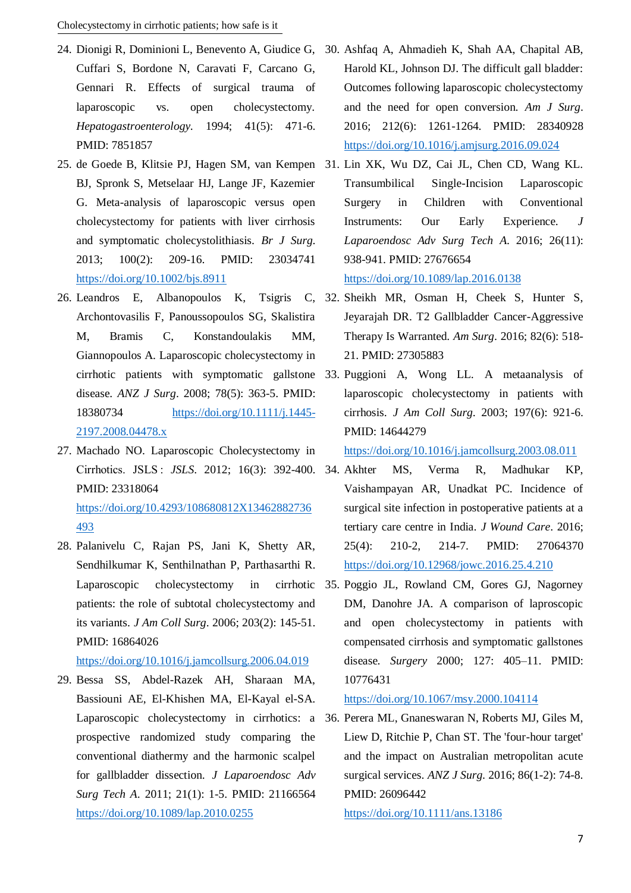24. Dionigi R, Dominioni L, Benevento A, Giudice G, Cuffari S, Bordone N, Caravati F, Carcano G, Gennari R. Effects of surgical trauma of laparoscopic vs. open cholecystectomy. *Hepatogastroenterology*. 1994; 41(5): 471-6. PMID: 7851857
25. de Goede B, Klitsie PJ, Hagen SM, van Kempen BJ, Spronk S, Metselaar HJ, Lange JF, Kazemier G. Meta-analysis of laparoscopic versus open cholecystectomy for patients with liver cirrhosis and symptomatic cholecystolithiasis. *Br J Surg*. 2013; 100(2): 209-16. PMID: 23034741 https://doi.org/10.1002/bjs.8911
26. Leandros E, Albanopoulos K, Tsigris C, Archontovasilis F, Panoussopoulos SG, Skalistira M, Bramis C, Konstandoulakis MM, Giannopoulos A. Laparoscopic cholecystectomy in cirrhotic patients with symptomatic gallstone disease. *ANZ J Surg*. 2008; 78(5): 363-5. PMID: 18380734 https://doi.org/10.1111/j.1445-2197.2008.04478.x
27. Machado NO. Laparoscopic Cholecystectomy in Cirrhotics. JSLS : *JSLS*. 2012; 16(3): 392-400. PMID: 23318064 https://doi.org/10.4293/108680812X13462882736493
28. Palanivelu C, Rajan PS, Jani K, Shetty AR, Sendhilkumar K, Senthilnathan P, Parthasarthi R. Laparoscopic cholecystectomy in cirrhotic patients: the role of subtotal cholecystectomy and its variants. *J Am Coll Surg*. 2006; 203(2): 145-51. PMID: 16864026 https://doi.org/10.1016/j.jamcollsurg.2006.04.019
29. Bessa SS, Abdel-Razek AH, Sharaan MA, Bassiouni AE, El-Khishen MA, El-Kayal el-SA. Laparoscopic cholecystectomy in cirrhotics: a prospective randomized study comparing the conventional diathermy and the harmonic scalpel for gallbladder dissection. *J Laparoendosc Adv Surg Tech A*. 2011; 21(1): 1-5. PMID: 21166564 https://doi.org/10.1089/lap.2010.0255
30. Ashfaq A, Ahmadieh K, Shah AA, Chapital AB, Harold KL, Johnson DJ. The difficult gall bladder: Outcomes following laparoscopic cholecystectomy and the need for open conversion. *Am J Surg*. 2016; 212(6): 1261-1264. PMID: 28340928 https://doi.org/10.1016/j.amjsurg.2016.09.024
31. Lin XK, Wu DZ, Cai JL, Chen CD, Wang KL. Transumbilical Single-Incision Laparoscopic Surgery in Children with Conventional Instruments: Our Early Experience. *J Laparoendosc Adv Surg Tech A*. 2016; 26(11): 938-941. PMID: 27676654 https://doi.org/10.1089/lap.2016.0138
32. Sheikh MR, Osman H, Cheek S, Hunter S, Jeyarajah DR. T2 Gallbladder Cancer-Aggressive Therapy Is Warranted. *Am Surg*. 2016; 82(6): 518-21. PMID: 27305883
33. Puggioni A, Wong LL. A metaanalysis of laparoscopic cholecystectomy in patients with cirrhosis. *J Am Coll Surg*. 2003; 197(6): 921-6. PMID: 14644279 https://doi.org/10.1016/j.jamcollsurg.2003.08.011
34. Akhter MS, Verma R, Madhukar KP, Vaishampayan AR, Unadkat PC. Incidence of surgical site infection in postoperative patients at a tertiary care centre in India. *J Wound Care*. 2016; 25(4): 210-2, 214-7. PMID: 27064370 https://doi.org/10.12968/jowc.2016.25.4.210
35. Poggio JL, Rowland CM, Gores GJ, Nagorney DM, Danohre JA. A comparison of laproscopic and open cholecystectomy in patients with compensated cirrhosis and symptomatic gallstones disease. *Surgery* 2000; 127: 405–11. PMID: 10776431 https://doi.org/10.1067/msy.2000.104114
36. Perera ML, Gnaneswaran N, Roberts MJ, Giles M, Liew D, Ritchie P, Chan ST. The 'four-hour target' and the impact on Australian metropolitan acute surgical services. *ANZ J Surg*. 2016; 86(1-2): 74-8. PMID: 26096442 https://doi.org/10.1111/ans.13186